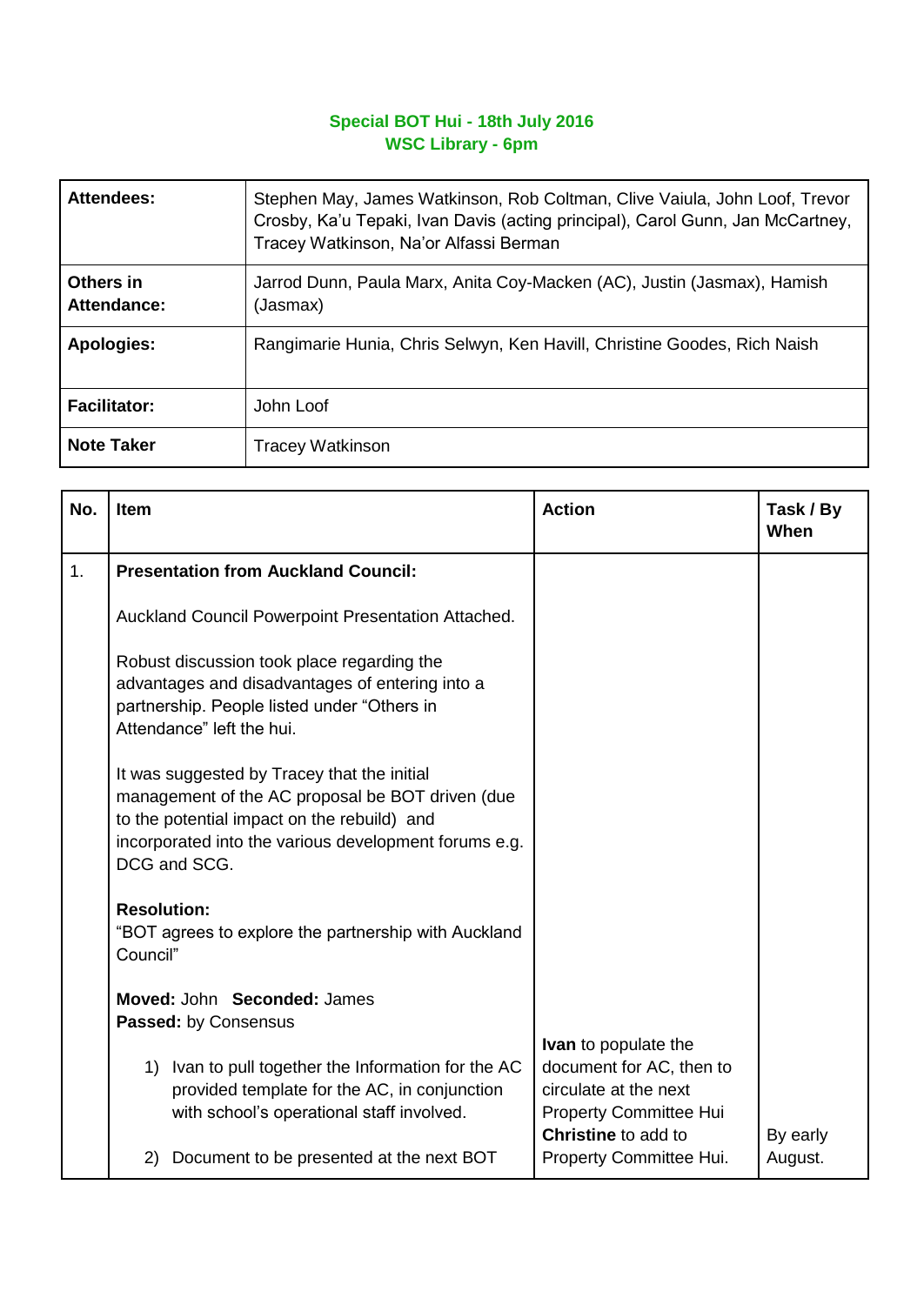**Special BOT Hui - 18th July 2016**
**WSC Library - 6pm**

| | |
|---|---|
| **Attendees:** | Stephen May, James Watkinson, Rob Coltman, Clive Vaiula, John Loof, Trevor Crosby, Ka'u Tepaki, Ivan Davis (acting principal), Carol Gunn, Jan McCartney, Tracey Watkinson, Na'or Alfassi Berman |
| **Others in Attendance:** | Jarrod Dunn, Paula Marx, Anita Coy-Macken (AC), Justin (Jasmax), Hamish (Jasmax) |
| **Apologies:** | Rangimarie Hunia, Chris Selwyn, Ken Havill, Christine Goodes, Rich Naish |
| **Facilitator:** | John Loof |
| **Note Taker** | Tracey Watkinson |

| No. | Item | Action | Task / By When |
|---|---|---|---|
| 1. | **Presentation from Auckland Council:**<br><br>Auckland Council Powerpoint Presentation Attached.<br><br>Robust discussion took place regarding the advantages and disadvantages of entering into a partnership. People listed under "Others in Attendance" left the hui.<br><br>It was suggested by Tracey that the initial management of the AC proposal be BOT driven (due to the potential impact on the rebuild) and incorporated into the various development forums e.g. DCG and SCG.<br><br>**Resolution:**<br>"BOT agrees to explore the partnership with Auckland Council"<br><br>**Moved:** John **Seconded:** James<br>**Passed:** by Consensus<br><br>1) Ivan to pull together the Information for the AC provided template for the AC, in conjunction with school's operational staff involved.<br><br>2) Document to be presented at the next BOT | **Ivan** to populate the document for AC, then to circulate at the next Property Committee Hui<br>**Christine** to add to Property Committee Hui. | By early August. |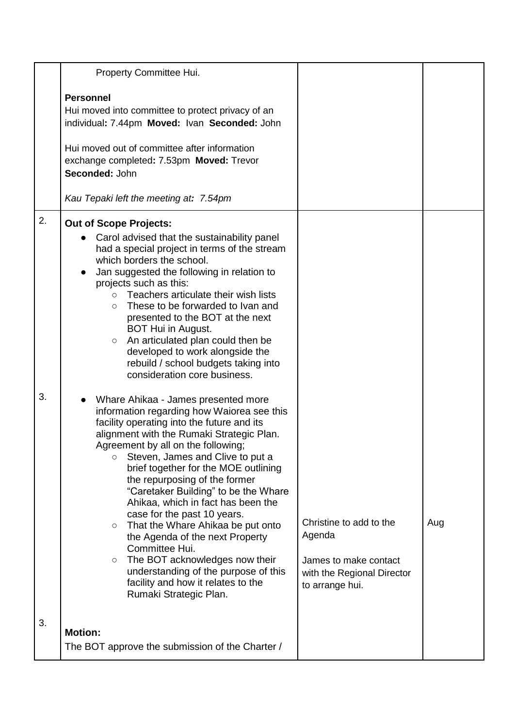| | | | |
|---|---|---|---|
| | Property Committee Hui.<br><br>**Personnel**<br>Hui moved into committee to protect privacy of an individual**:** 7.44pm **Moved:** Ivan **Seconded:** John<br><br>Hui moved out of committee after information exchange completed**:** 7.53pm **Moved:** Trevor **Seconded:** John<br><br>*Kau Tepaki left the meeting at**:** 7.54pm* | | |
| 2.<br><br><br><br><br><br><br><br><br><br><br><br><br><br>3.<br><br><br><br><br><br><br><br><br><br><br><br><br><br><br><br><br><br>3. | **Out of Scope Projects:**<br>• Carol advised that the sustainability panel had a special project in terms of the stream which borders the school.<br>• Jan suggested the following in relation to projects such as this:<br>  ○ Teachers articulate their wish lists<br>  ○ These to be forwarded to Ivan and presented to the BOT at the next BOT Hui in August.<br>  ○ An articulated plan could then be developed to work alongside the rebuild / school budgets taking into consideration core business.<br><br>• Whare Ahikaa - James presented more information regarding how Waiorea see this facility operating into the future and its alignment with the Rumaki Strategic Plan. Agreement by all on the following;<br>  ○ Steven, James and Clive to put a brief together for the MOE outlining the repurposing of the former "Caretaker Building" to be the Whare Ahikaa, which in fact has been the case for the past 10 years.<br>  ○ That the Whare Ahikaa be put onto the Agenda of the next Property Committee Hui.<br>  ○ The BOT acknowledges now their understanding of the purpose of this facility and how it relates to the Rumaki Strategic Plan.<br><br>**Motion:**<br>The BOT approve the submission of the Charter / | Christine to add to the Agenda<br><br>James to make contact with the Regional Director to arrange hui. | Aug |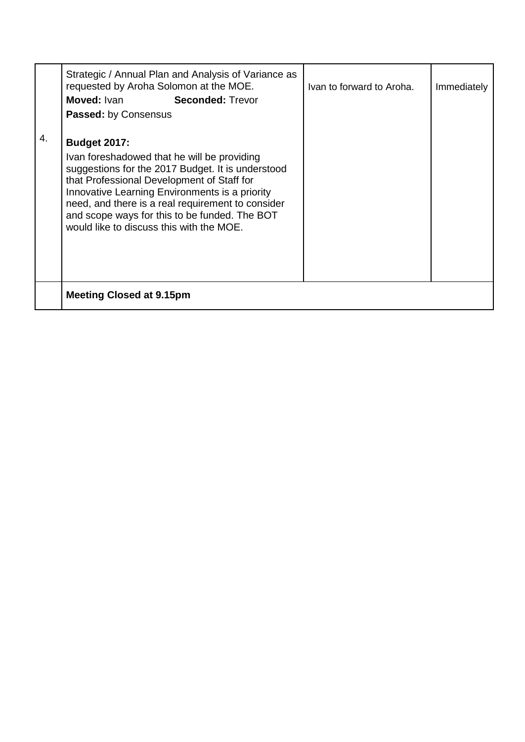| | | | |
|---|---|---|---|
| 4. | Strategic / Annual Plan and Analysis of Variance as requested by Aroha Solomon at the MOE.<br>**Moved:** Ivan **Seconded:** Trevor<br>**Passed:** by Consensus<br><br>**Budget 2017:**<br>Ivan foreshadowed that he will be providing suggestions for the 2017 Budget. It is understood that Professional Development of Staff for Innovative Learning Environments is a priority need, and there is a real requirement to consider and scope ways for this to be funded. The BOT would like to discuss this with the MOE. | Ivan to forward to Aroha. | Immediately |
| | **Meeting Closed at 9.15pm** | | |